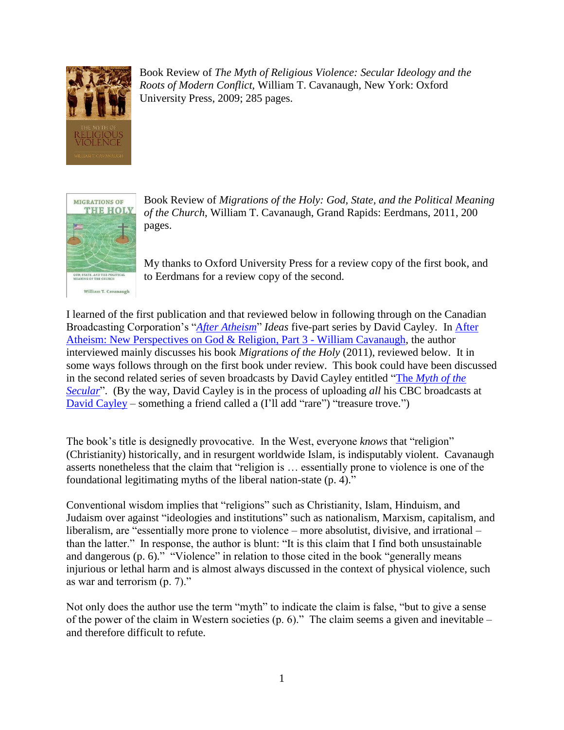Book Review of *The Myth of Religious Violence: Secular Ideology and the Roots of Modern Conflict*, William T. Cavanaugh, New York: Oxford University Press, 2009; 285 pages.

Book Review of *Migrations of the Holy: God, State, and the Political Meaning of the Church*, William T. Cavanaugh, Grand Rapids: Eerdmans, 2011, 200 pages.

My thanks to Oxford University Press for a review copy of the first book, and to Eerdmans for a review copy of the second.

I learned of the first publication and that reviewed below in following through on the Canadian Broadcasting Corporation's "*After Atheism*" *Ideas* five-part series by David Cayley. In After Atheism: New Perspectives on God & Religion, Part 3 - William Cavanaugh, the author interviewed mainly discusses his book *Migrations of the Holy* (2011), reviewed below. It in some ways follows through on the first book under review. This book could have been discussed in the second related series of seven broadcasts by David Cayley entitled "The *Myth of the Secular*". (By the way, David Cayley is in the process of uploading *all* his CBC broadcasts at David Cayley – something a friend called a (I'll add "rare") "treasure trove.")

The book's title is designedly provocative. In the West, everyone *knows* that "religion" (Christianity) historically, and in resurgent worldwide Islam, is indisputably violent. Cavanaugh asserts nonetheless that the claim that "religion is … essentially prone to violence is one of the foundational legitimating myths of the liberal nation-state (p. 4)."

Conventional wisdom implies that "religions" such as Christianity, Islam, Hinduism, and Judaism over against "ideologies and institutions" such as nationalism, Marxism, capitalism, and liberalism, are "essentially more prone to violence – more absolutist, divisive, and irrational – than the latter." In response, the author is blunt: "It is this claim that I find both unsustainable and dangerous (p. 6)." "Violence" in relation to those cited in the book "generally means injurious or lethal harm and is almost always discussed in the context of physical violence, such as war and terrorism (p. 7)."

Not only does the author use the term "myth" to indicate the claim is false, "but to give a sense of the power of the claim in Western societies (p. 6)." The claim seems a given and inevitable – and therefore difficult to refute.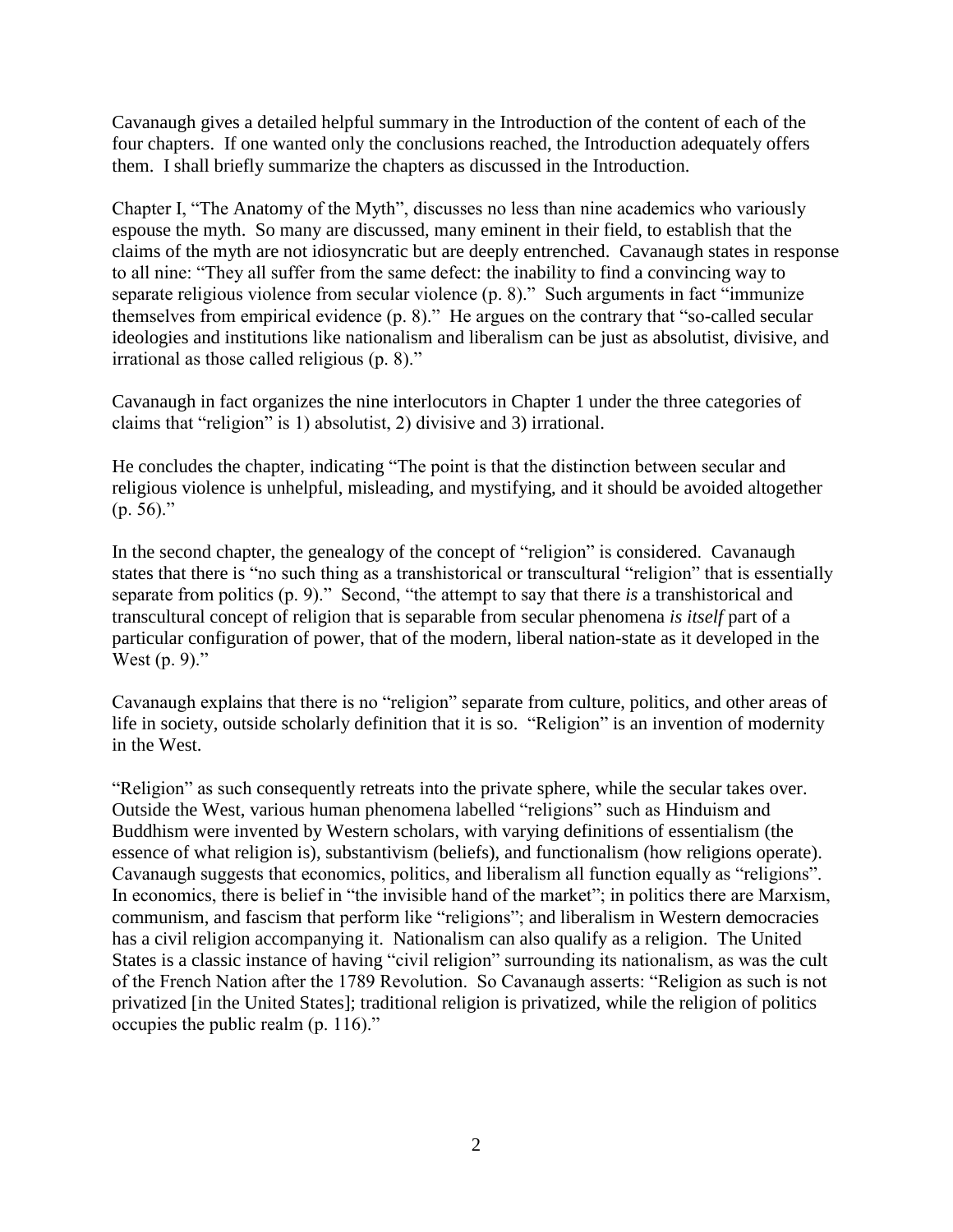Cavanaugh gives a detailed helpful summary in the Introduction of the content of each of the four chapters. If one wanted only the conclusions reached, the Introduction adequately offers them. I shall briefly summarize the chapters as discussed in the Introduction.

Chapter I, "The Anatomy of the Myth", discusses no less than nine academics who variously espouse the myth. So many are discussed, many eminent in their field, to establish that the claims of the myth are not idiosyncratic but are deeply entrenched. Cavanaugh states in response to all nine: "They all suffer from the same defect: the inability to find a convincing way to separate religious violence from secular violence (p. 8)." Such arguments in fact "immunize themselves from empirical evidence (p. 8)." He argues on the contrary that "so-called secular ideologies and institutions like nationalism and liberalism can be just as absolutist, divisive, and irrational as those called religious (p. 8)."

Cavanaugh in fact organizes the nine interlocutors in Chapter 1 under the three categories of claims that "religion" is 1) absolutist, 2) divisive and 3) irrational.

He concludes the chapter, indicating "The point is that the distinction between secular and religious violence is unhelpful, misleading, and mystifying, and it should be avoided altogether (p. 56)."

In the second chapter, the genealogy of the concept of "religion" is considered. Cavanaugh states that there is "no such thing as a transhistorical or transcultural "religion" that is essentially separate from politics (p. 9)." Second, "the attempt to say that there *is* a transhistorical and transcultural concept of religion that is separable from secular phenomena *is itself* part of a particular configuration of power, that of the modern, liberal nation-state as it developed in the West (p. 9)."

Cavanaugh explains that there is no "religion" separate from culture, politics, and other areas of life in society, outside scholarly definition that it is so. "Religion" is an invention of modernity in the West.

"Religion" as such consequently retreats into the private sphere, while the secular takes over. Outside the West, various human phenomena labelled "religions" such as Hinduism and Buddhism were invented by Western scholars, with varying definitions of essentialism (the essence of what religion is), substantivism (beliefs), and functionalism (how religions operate). Cavanaugh suggests that economics, politics, and liberalism all function equally as "religions". In economics, there is belief in "the invisible hand of the market"; in politics there are Marxism, communism, and fascism that perform like "religions"; and liberalism in Western democracies has a civil religion accompanying it. Nationalism can also qualify as a religion. The United States is a classic instance of having "civil religion" surrounding its nationalism, as was the cult of the French Nation after the 1789 Revolution. So Cavanaugh asserts: "Religion as such is not privatized [in the United States]; traditional religion is privatized, while the religion of politics occupies the public realm (p. 116)."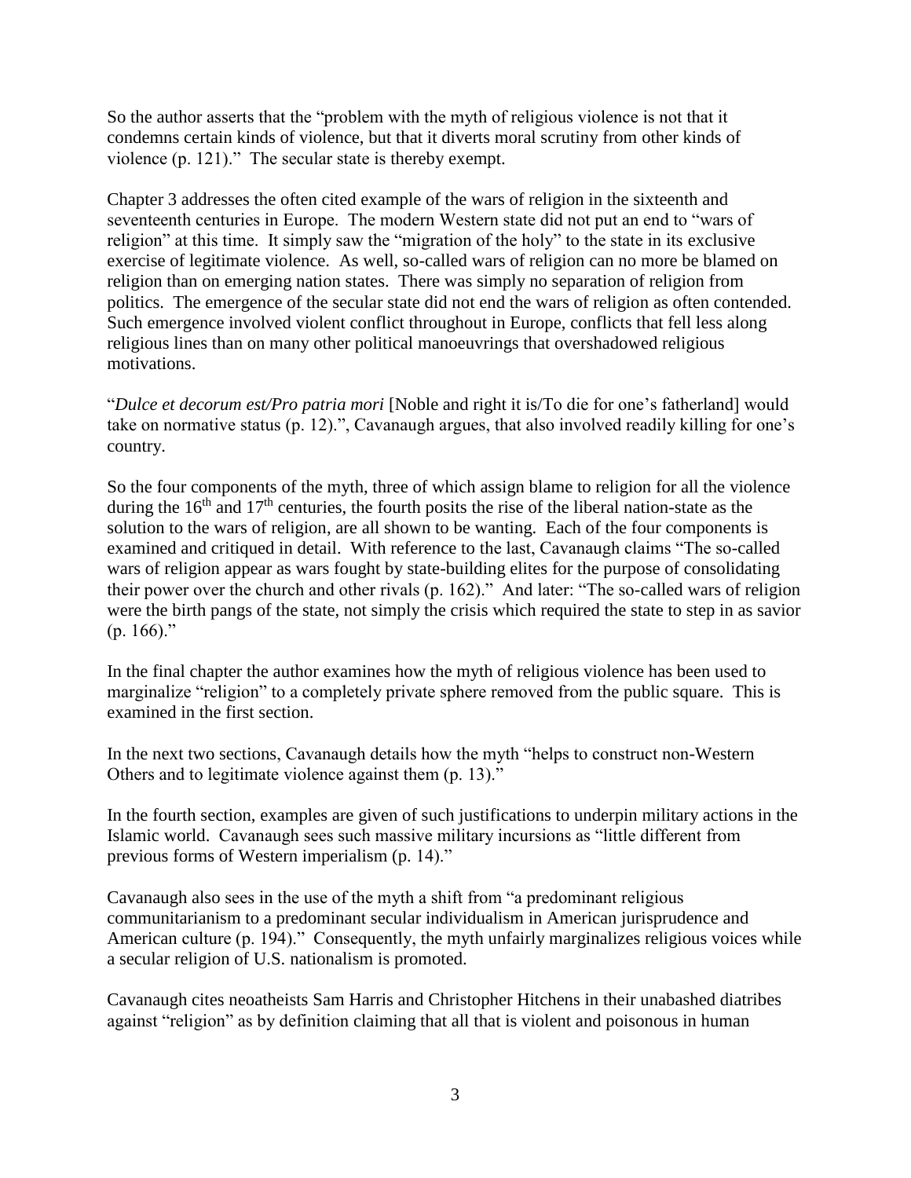So the author asserts that the "problem with the myth of religious violence is not that it condemns certain kinds of violence, but that it diverts moral scrutiny from other kinds of violence (p. 121)." The secular state is thereby exempt.

Chapter 3 addresses the often cited example of the wars of religion in the sixteenth and seventeenth centuries in Europe. The modern Western state did not put an end to "wars of religion" at this time. It simply saw the "migration of the holy" to the state in its exclusive exercise of legitimate violence. As well, so-called wars of religion can no more be blamed on religion than on emerging nation states. There was simply no separation of religion from politics. The emergence of the secular state did not end the wars of religion as often contended. Such emergence involved violent conflict throughout in Europe, conflicts that fell less along religious lines than on many other political manoeuvrings that overshadowed religious motivations.

"*Dulce et decorum est/Pro patria mori* [Noble and right it is/To die for one's fatherland] would take on normative status (p. 12).", Cavanaugh argues, that also involved readily killing for one's country.

So the four components of the myth, three of which assign blame to religion for all the violence during the 16th and 17th centuries, the fourth posits the rise of the liberal nation-state as the solution to the wars of religion, are all shown to be wanting. Each of the four components is examined and critiqued in detail. With reference to the last, Cavanaugh claims "The so-called wars of religion appear as wars fought by state-building elites for the purpose of consolidating their power over the church and other rivals (p. 162)." And later: "The so-called wars of religion were the birth pangs of the state, not simply the crisis which required the state to step in as savior (p. 166)."

In the final chapter the author examines how the myth of religious violence has been used to marginalize "religion" to a completely private sphere removed from the public square. This is examined in the first section.

In the next two sections, Cavanaugh details how the myth "helps to construct non-Western Others and to legitimate violence against them (p. 13)."

In the fourth section, examples are given of such justifications to underpin military actions in the Islamic world. Cavanaugh sees such massive military incursions as "little different from previous forms of Western imperialism (p. 14)."

Cavanaugh also sees in the use of the myth a shift from "a predominant religious communitarianism to a predominant secular individualism in American jurisprudence and American culture (p. 194)." Consequently, the myth unfairly marginalizes religious voices while a secular religion of U.S. nationalism is promoted.

Cavanaugh cites neoatheists Sam Harris and Christopher Hitchens in their unabashed diatribes against "religion" as by definition claiming that all that is violent and poisonous in human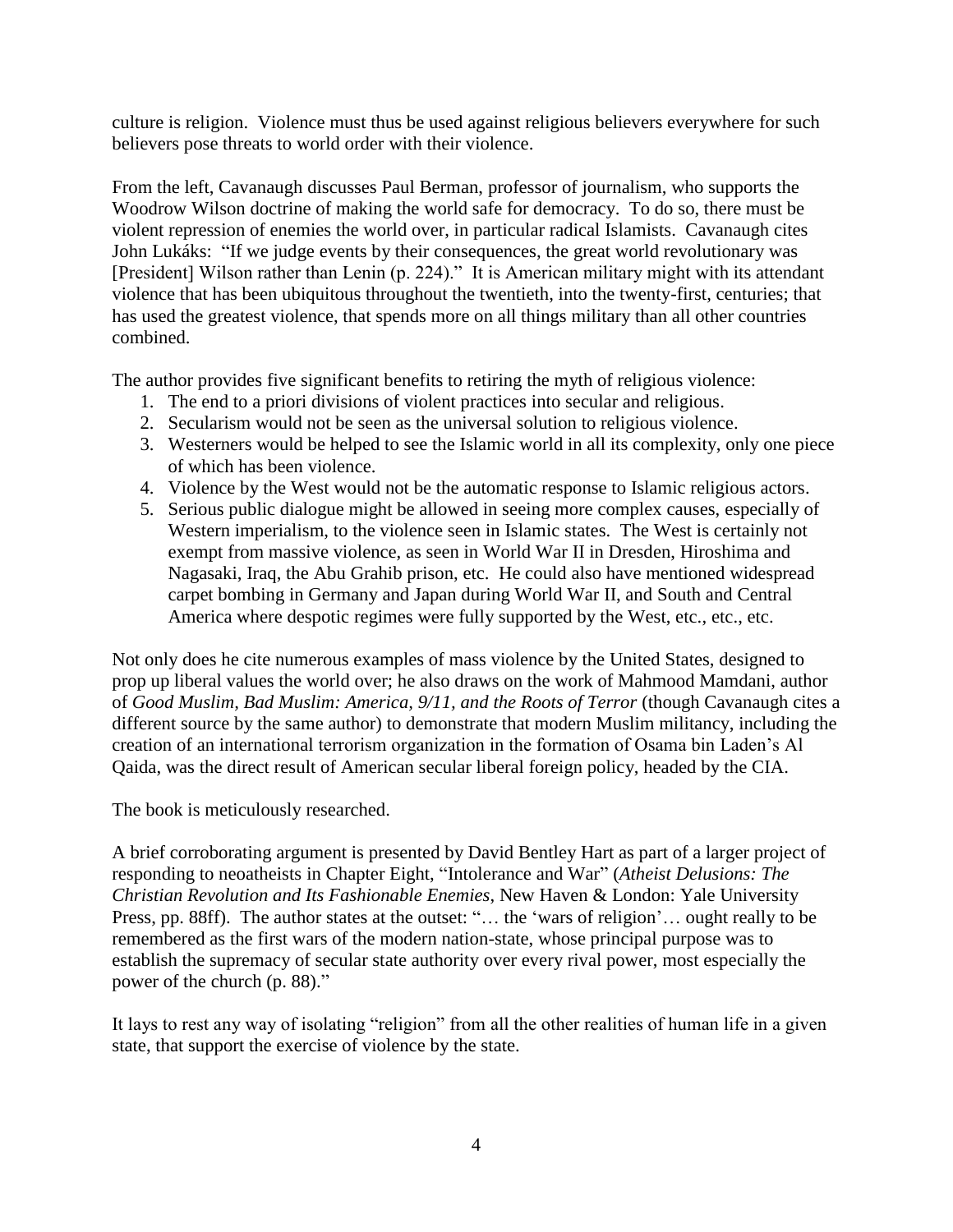culture is religion. Violence must thus be used against religious believers everywhere for such believers pose threats to world order with their violence.

From the left, Cavanaugh discusses Paul Berman, professor of journalism, who supports the Woodrow Wilson doctrine of making the world safe for democracy. To do so, there must be violent repression of enemies the world over, in particular radical Islamists. Cavanaugh cites John Lukáks: "If we judge events by their consequences, the great world revolutionary was [President] Wilson rather than Lenin (p. 224)." It is American military might with its attendant violence that has been ubiquitous throughout the twentieth, into the twenty-first, centuries; that has used the greatest violence, that spends more on all things military than all other countries combined.

The author provides five significant benefits to retiring the myth of religious violence:

1. The end to a priori divisions of violent practices into secular and religious.
2. Secularism would not be seen as the universal solution to religious violence.
3. Westerners would be helped to see the Islamic world in all its complexity, only one piece of which has been violence.
4. Violence by the West would not be the automatic response to Islamic religious actors.
5. Serious public dialogue might be allowed in seeing more complex causes, especially of Western imperialism, to the violence seen in Islamic states. The West is certainly not exempt from massive violence, as seen in World War II in Dresden, Hiroshima and Nagasaki, Iraq, the Abu Grahib prison, etc. He could also have mentioned widespread carpet bombing in Germany and Japan during World War II, and South and Central America where despotic regimes were fully supported by the West, etc., etc., etc.

Not only does he cite numerous examples of mass violence by the United States, designed to prop up liberal values the world over; he also draws on the work of Mahmood Mamdani, author of *Good Muslim, Bad Muslim: America, 9/11, and the Roots of Terror* (though Cavanaugh cites a different source by the same author) to demonstrate that modern Muslim militancy, including the creation of an international terrorism organization in the formation of Osama bin Laden's Al Qaida, was the direct result of American secular liberal foreign policy, headed by the CIA.

The book is meticulously researched.

A brief corroborating argument is presented by David Bentley Hart as part of a larger project of responding to neoatheists in Chapter Eight, "Intolerance and War" (*Atheist Delusions: The Christian Revolution and Its Fashionable Enemies*, New Haven & London: Yale University Press, pp. 88ff). The author states at the outset: "… the 'wars of religion'… ought really to be remembered as the first wars of the modern nation-state, whose principal purpose was to establish the supremacy of secular state authority over every rival power, most especially the power of the church (p. 88)."

It lays to rest any way of isolating "religion" from all the other realities of human life in a given state, that support the exercise of violence by the state.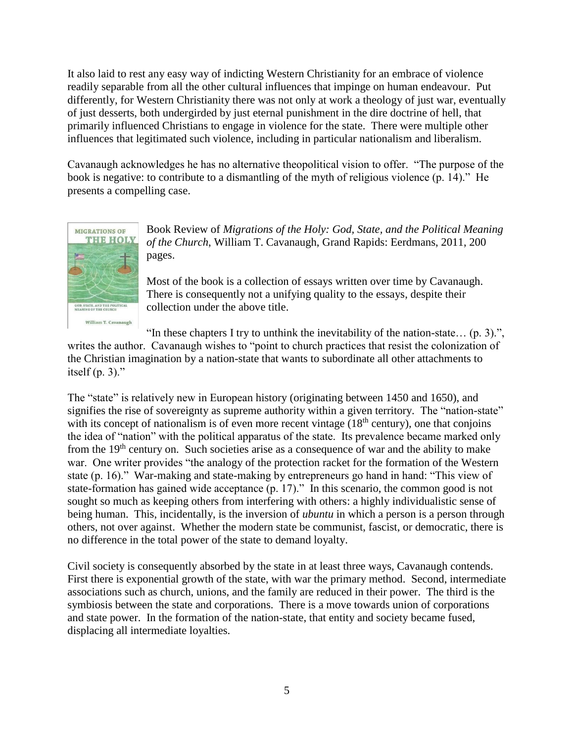It also laid to rest any easy way of indicting Western Christianity for an embrace of violence readily separable from all the other cultural influences that impinge on human endeavour. Put differently, for Western Christianity there was not only at work a theology of just war, eventually of just desserts, both undergirded by just eternal punishment in the dire doctrine of hell, that primarily influenced Christians to engage in violence for the state. There were multiple other influences that legitimated such violence, including in particular nationalism and liberalism.

Cavanaugh acknowledges he has no alternative theopolitical vision to offer. "The purpose of the book is negative: to contribute to a dismantling of the myth of religious violence (p. 14)." He presents a compelling case.

Book Review of *Migrations of the Holy: God, State, and the Political Meaning of the Church*, William T. Cavanaugh, Grand Rapids: Eerdmans, 2011, 200 pages.

Most of the book is a collection of essays written over time by Cavanaugh. There is consequently not a unifying quality to the essays, despite their collection under the above title.

"In these chapters I try to unthink the inevitability of the nation-state… (p. 3).", writes the author. Cavanaugh wishes to "point to church practices that resist the colonization of the Christian imagination by a nation-state that wants to subordinate all other attachments to itself (p. 3)."

The "state" is relatively new in European history (originating between 1450 and 1650), and signifies the rise of sovereignty as supreme authority within a given territory. The "nation-state" with its concept of nationalism is of even more recent vintage (18th century), one that conjoins the idea of "nation" with the political apparatus of the state. Its prevalence became marked only from the 19th century on. Such societies arise as a consequence of war and the ability to make war. One writer provides "the analogy of the protection racket for the formation of the Western state (p. 16)." War-making and state-making by entrepreneurs go hand in hand: "This view of state-formation has gained wide acceptance (p. 17)." In this scenario, the common good is not sought so much as keeping others from interfering with others: a highly individualistic sense of being human. This, incidentally, is the inversion of *ubuntu* in which a person is a person through others, not over against. Whether the modern state be communist, fascist, or democratic, there is no difference in the total power of the state to demand loyalty.

Civil society is consequently absorbed by the state in at least three ways, Cavanaugh contends. First there is exponential growth of the state, with war the primary method. Second, intermediate associations such as church, unions, and the family are reduced in their power. The third is the symbiosis between the state and corporations. There is a move towards union of corporations and state power. In the formation of the nation-state, that entity and society became fused, displacing all intermediate loyalties.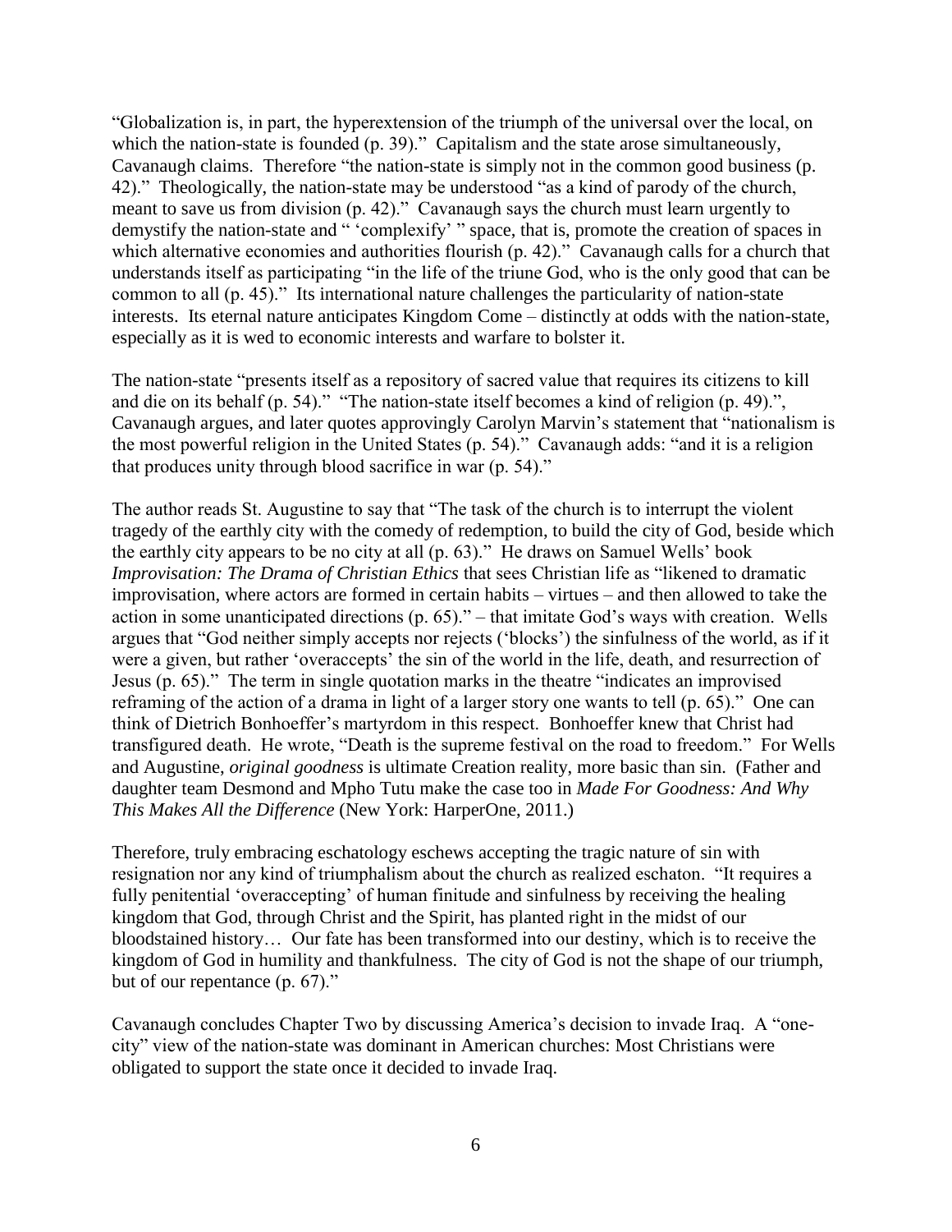"Globalization is, in part, the hyperextension of the triumph of the universal over the local, on which the nation-state is founded (p. 39)." Capitalism and the state arose simultaneously, Cavanaugh claims. Therefore "the nation-state is simply not in the common good business (p. 42)." Theologically, the nation-state may be understood "as a kind of parody of the church, meant to save us from division (p. 42)." Cavanaugh says the church must learn urgently to demystify the nation-state and " 'complexify' " space, that is, promote the creation of spaces in which alternative economies and authorities flourish (p. 42)." Cavanaugh calls for a church that understands itself as participating "in the life of the triune God, who is the only good that can be common to all (p. 45)." Its international nature challenges the particularity of nation-state interests. Its eternal nature anticipates Kingdom Come – distinctly at odds with the nation-state, especially as it is wed to economic interests and warfare to bolster it.

The nation-state "presents itself as a repository of sacred value that requires its citizens to kill and die on its behalf (p. 54)." "The nation-state itself becomes a kind of religion (p. 49).", Cavanaugh argues, and later quotes approvingly Carolyn Marvin's statement that "nationalism is the most powerful religion in the United States (p. 54)." Cavanaugh adds: "and it is a religion that produces unity through blood sacrifice in war (p. 54)."

The author reads St. Augustine to say that "The task of the church is to interrupt the violent tragedy of the earthly city with the comedy of redemption, to build the city of God, beside which the earthly city appears to be no city at all (p. 63)." He draws on Samuel Wells' book *Improvisation: The Drama of Christian Ethics* that sees Christian life as "likened to dramatic improvisation, where actors are formed in certain habits – virtues – and then allowed to take the action in some unanticipated directions (p. 65)." – that imitate God's ways with creation. Wells argues that "God neither simply accepts nor rejects ('blocks') the sinfulness of the world, as if it were a given, but rather 'overaccepts' the sin of the world in the life, death, and resurrection of Jesus (p. 65)." The term in single quotation marks in the theatre "indicates an improvised reframing of the action of a drama in light of a larger story one wants to tell (p. 65)." One can think of Dietrich Bonhoeffer's martyrdom in this respect. Bonhoeffer knew that Christ had transfigured death. He wrote, "Death is the supreme festival on the road to freedom." For Wells and Augustine, *original goodness* is ultimate Creation reality, more basic than sin. (Father and daughter team Desmond and Mpho Tutu make the case too in *Made For Goodness: And Why This Makes All the Difference* (New York: HarperOne, 2011.)

Therefore, truly embracing eschatology eschews accepting the tragic nature of sin with resignation nor any kind of triumphalism about the church as realized eschaton. "It requires a fully penitential 'overaccepting' of human finitude and sinfulness by receiving the healing kingdom that God, through Christ and the Spirit, has planted right in the midst of our bloodstained history… Our fate has been transformed into our destiny, which is to receive the kingdom of God in humility and thankfulness. The city of God is not the shape of our triumph, but of our repentance (p. 67)."

Cavanaugh concludes Chapter Two by discussing America's decision to invade Iraq. A "one-city" view of the nation-state was dominant in American churches: Most Christians were obligated to support the state once it decided to invade Iraq.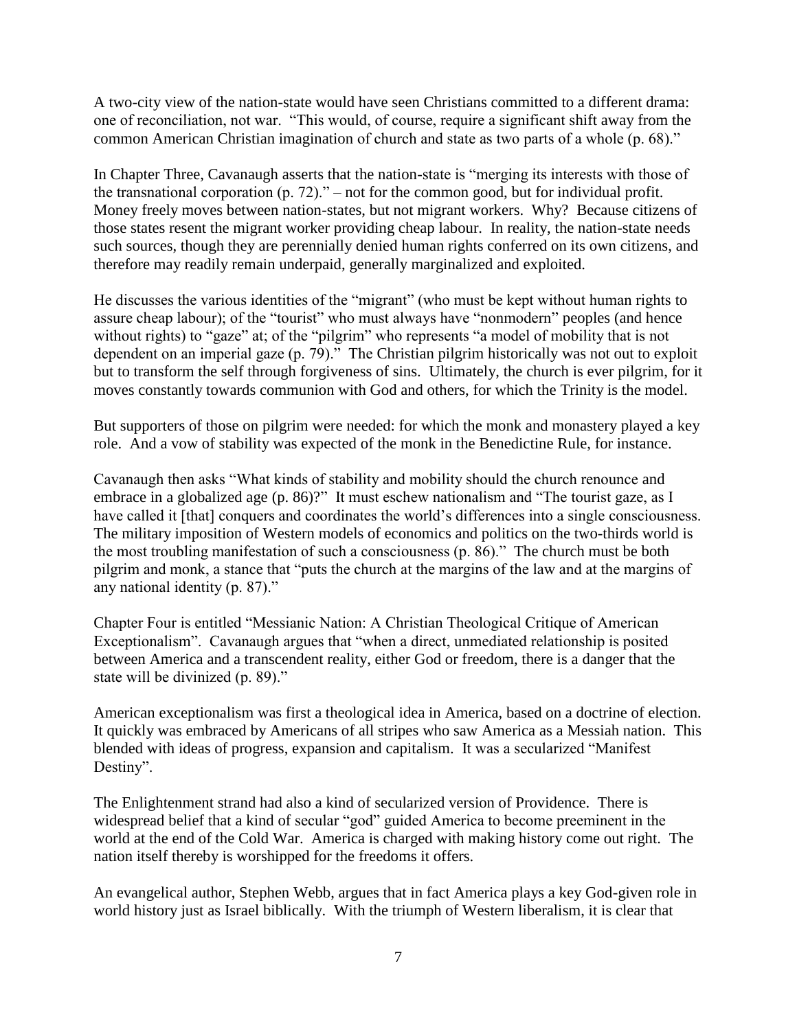A two-city view of the nation-state would have seen Christians committed to a different drama: one of reconciliation, not war. "This would, of course, require a significant shift away from the common American Christian imagination of church and state as two parts of a whole (p. 68)."

In Chapter Three, Cavanaugh asserts that the nation-state is "merging its interests with those of the transnational corporation (p. 72)." – not for the common good, but for individual profit. Money freely moves between nation-states, but not migrant workers. Why? Because citizens of those states resent the migrant worker providing cheap labour. In reality, the nation-state needs such sources, though they are perennially denied human rights conferred on its own citizens, and therefore may readily remain underpaid, generally marginalized and exploited.

He discusses the various identities of the "migrant" (who must be kept without human rights to assure cheap labour); of the "tourist" who must always have "nonmodern" peoples (and hence without rights) to "gaze" at; of the "pilgrim" who represents "a model of mobility that is not dependent on an imperial gaze (p. 79)." The Christian pilgrim historically was not out to exploit but to transform the self through forgiveness of sins. Ultimately, the church is ever pilgrim, for it moves constantly towards communion with God and others, for which the Trinity is the model.

But supporters of those on pilgrim were needed: for which the monk and monastery played a key role. And a vow of stability was expected of the monk in the Benedictine Rule, for instance.

Cavanaugh then asks "What kinds of stability and mobility should the church renounce and embrace in a globalized age (p. 86)?" It must eschew nationalism and "The tourist gaze, as I have called it [that] conquers and coordinates the world's differences into a single consciousness. The military imposition of Western models of economics and politics on the two-thirds world is the most troubling manifestation of such a consciousness (p. 86)." The church must be both pilgrim and monk, a stance that "puts the church at the margins of the law and at the margins of any national identity (p. 87)."

Chapter Four is entitled "Messianic Nation: A Christian Theological Critique of American Exceptionalism". Cavanaugh argues that "when a direct, unmediated relationship is posited between America and a transcendent reality, either God or freedom, there is a danger that the state will be divinized (p. 89)."

American exceptionalism was first a theological idea in America, based on a doctrine of election. It quickly was embraced by Americans of all stripes who saw America as a Messiah nation. This blended with ideas of progress, expansion and capitalism. It was a secularized "Manifest Destiny".

The Enlightenment strand had also a kind of secularized version of Providence. There is widespread belief that a kind of secular "god" guided America to become preeminent in the world at the end of the Cold War. America is charged with making history come out right. The nation itself thereby is worshipped for the freedoms it offers.

An evangelical author, Stephen Webb, argues that in fact America plays a key God-given role in world history just as Israel biblically. With the triumph of Western liberalism, it is clear that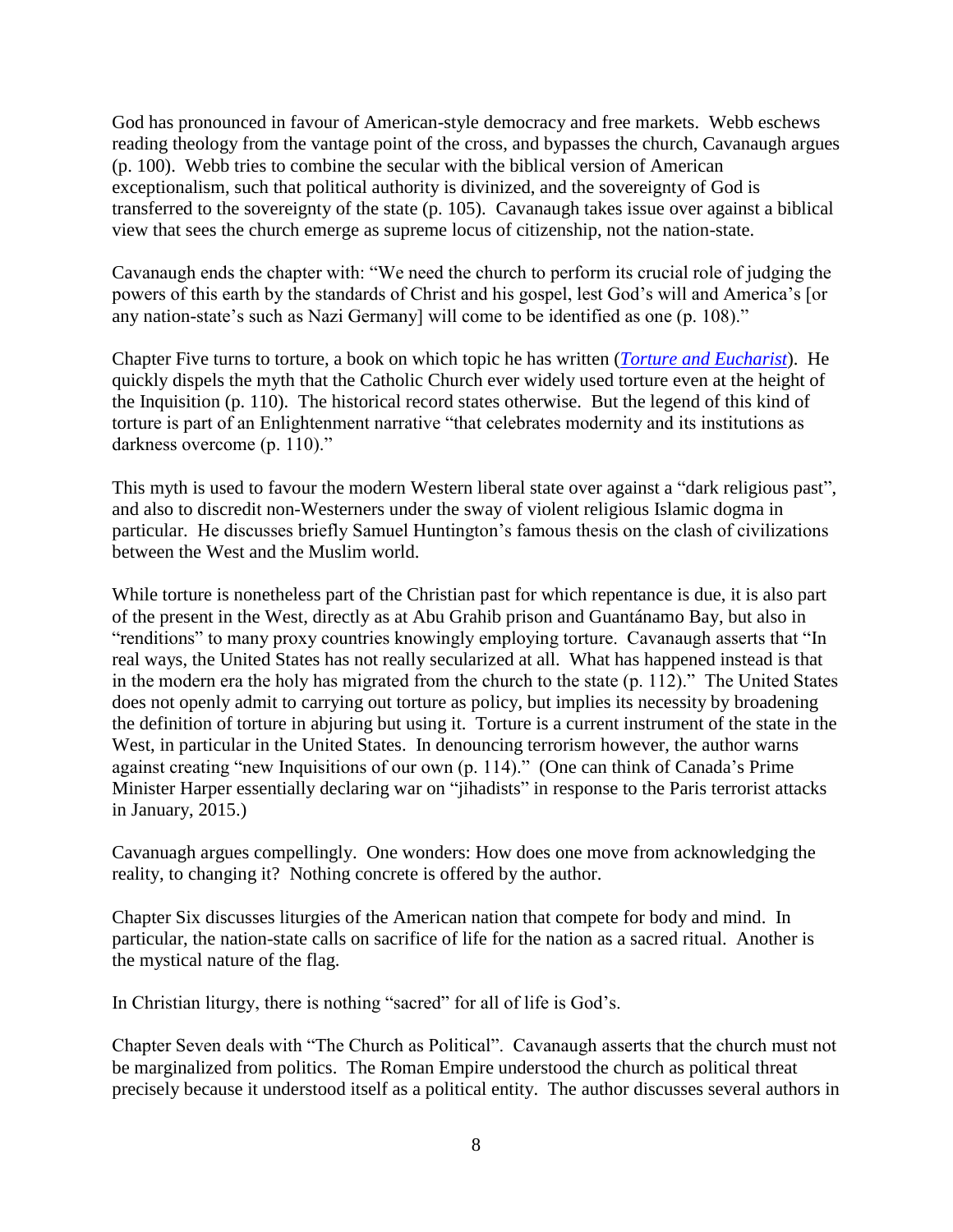God has pronounced in favour of American-style democracy and free markets. Webb eschews reading theology from the vantage point of the cross, and bypasses the church, Cavanaugh argues (p. 100). Webb tries to combine the secular with the biblical version of American exceptionalism, such that political authority is divinized, and the sovereignty of God is transferred to the sovereignty of the state (p. 105). Cavanaugh takes issue over against a biblical view that sees the church emerge as supreme locus of citizenship, not the nation-state.

Cavanaugh ends the chapter with: "We need the church to perform its crucial role of judging the powers of this earth by the standards of Christ and his gospel, lest God's will and America's [or any nation-state's such as Nazi Germany] will come to be identified as one (p. 108)."

Chapter Five turns to torture, a book on which topic he has written (*Torture and Eucharist*). He quickly dispels the myth that the Catholic Church ever widely used torture even at the height of the Inquisition (p. 110). The historical record states otherwise. But the legend of this kind of torture is part of an Enlightenment narrative "that celebrates modernity and its institutions as darkness overcome (p. 110)."

This myth is used to favour the modern Western liberal state over against a "dark religious past", and also to discredit non-Westerners under the sway of violent religious Islamic dogma in particular. He discusses briefly Samuel Huntington's famous thesis on the clash of civilizations between the West and the Muslim world.

While torture is nonetheless part of the Christian past for which repentance is due, it is also part of the present in the West, directly as at Abu Grahib prison and Guantánamo Bay, but also in "renditions" to many proxy countries knowingly employing torture. Cavanaugh asserts that "In real ways, the United States has not really secularized at all. What has happened instead is that in the modern era the holy has migrated from the church to the state (p. 112)." The United States does not openly admit to carrying out torture as policy, but implies its necessity by broadening the definition of torture in abjuring but using it. Torture is a current instrument of the state in the West, in particular in the United States. In denouncing terrorism however, the author warns against creating "new Inquisitions of our own (p. 114)." (One can think of Canada's Prime Minister Harper essentially declaring war on "jihadists" in response to the Paris terrorist attacks in January, 2015.)

Cavanuagh argues compellingly. One wonders: How does one move from acknowledging the reality, to changing it? Nothing concrete is offered by the author.

Chapter Six discusses liturgies of the American nation that compete for body and mind. In particular, the nation-state calls on sacrifice of life for the nation as a sacred ritual. Another is the mystical nature of the flag.

In Christian liturgy, there is nothing "sacred" for all of life is God's.

Chapter Seven deals with "The Church as Political". Cavanaugh asserts that the church must not be marginalized from politics. The Roman Empire understood the church as political threat precisely because it understood itself as a political entity. The author discusses several authors in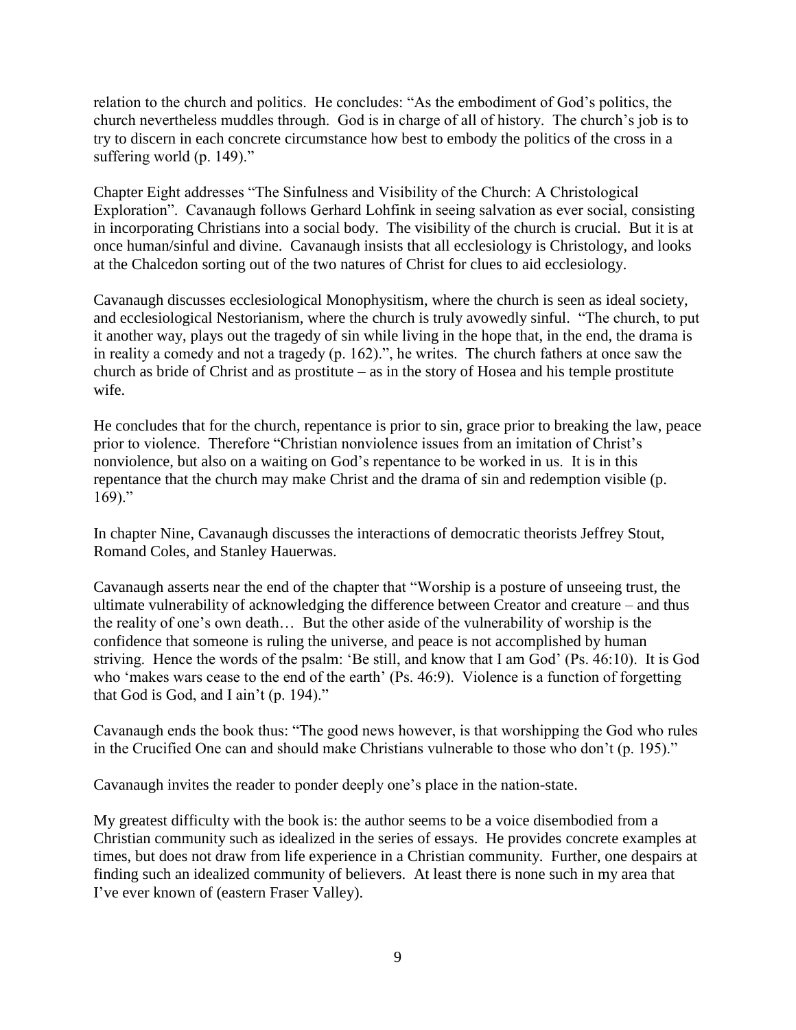relation to the church and politics. He concludes: "As the embodiment of God's politics, the church nevertheless muddles through. God is in charge of all of history. The church's job is to try to discern in each concrete circumstance how best to embody the politics of the cross in a suffering world (p. 149)."

Chapter Eight addresses "The Sinfulness and Visibility of the Church: A Christological Exploration". Cavanaugh follows Gerhard Lohfink in seeing salvation as ever social, consisting in incorporating Christians into a social body. The visibility of the church is crucial. But it is at once human/sinful and divine. Cavanaugh insists that all ecclesiology is Christology, and looks at the Chalcedon sorting out of the two natures of Christ for clues to aid ecclesiology.

Cavanaugh discusses ecclesiological Monophysitism, where the church is seen as ideal society, and ecclesiological Nestorianism, where the church is truly avowedly sinful. "The church, to put it another way, plays out the tragedy of sin while living in the hope that, in the end, the drama is in reality a comedy and not a tragedy (p. 162).", he writes. The church fathers at once saw the church as bride of Christ and as prostitute – as in the story of Hosea and his temple prostitute wife.

He concludes that for the church, repentance is prior to sin, grace prior to breaking the law, peace prior to violence. Therefore "Christian nonviolence issues from an imitation of Christ's nonviolence, but also on a waiting on God's repentance to be worked in us. It is in this repentance that the church may make Christ and the drama of sin and redemption visible (p. 169)."

In chapter Nine, Cavanaugh discusses the interactions of democratic theorists Jeffrey Stout, Romand Coles, and Stanley Hauerwas.

Cavanaugh asserts near the end of the chapter that "Worship is a posture of unseeing trust, the ultimate vulnerability of acknowledging the difference between Creator and creature – and thus the reality of one's own death… But the other aside of the vulnerability of worship is the confidence that someone is ruling the universe, and peace is not accomplished by human striving. Hence the words of the psalm: 'Be still, and know that I am God' (Ps. 46:10). It is God who 'makes wars cease to the end of the earth' (Ps. 46:9). Violence is a function of forgetting that God is God, and I ain't (p. 194)."

Cavanaugh ends the book thus: "The good news however, is that worshipping the God who rules in the Crucified One can and should make Christians vulnerable to those who don't (p. 195)."

Cavanaugh invites the reader to ponder deeply one's place in the nation-state.

My greatest difficulty with the book is: the author seems to be a voice disembodied from a Christian community such as idealized in the series of essays. He provides concrete examples at times, but does not draw from life experience in a Christian community. Further, one despairs at finding such an idealized community of believers. At least there is none such in my area that I've ever known of (eastern Fraser Valley).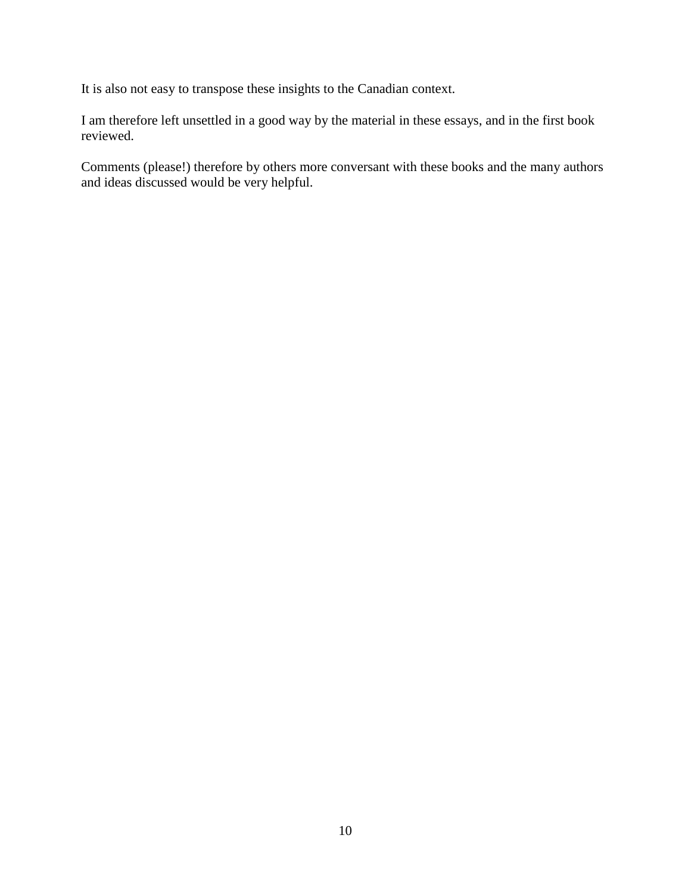It is also not easy to transpose these insights to the Canadian context.

I am therefore left unsettled in a good way by the material in these essays, and in the first book reviewed.

Comments (please!) therefore by others more conversant with these books and the many authors and ideas discussed would be very helpful.